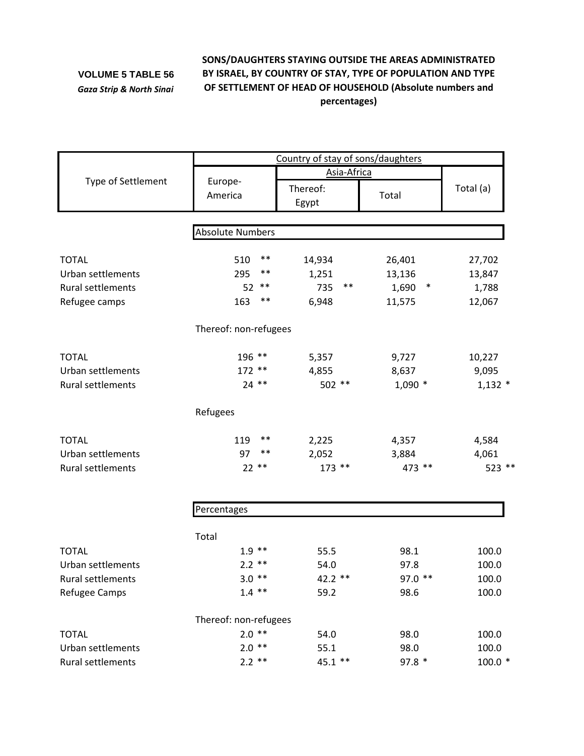**VOLUME 5 TABLE 56**

*Gaza Strip & North Sinai*

**SONS/DAUGHTERS STAYING OUTSIDE THE AREAS ADMINISTRATED BY ISRAEL, BY COUNTRY OF STAY, TYPE OF POPULATION AND TYPE OF SETTLEMENT OF HEAD OF HOUSEHOLD (Absolute numbers and percentages)**

| Type of Settlement | Country of stay of sons/daughters | | | |
|---|---|---|---|---|
| | Europe-America | Asia-Africa | | Total (a) |
| | | Thereof: Egypt | Total | |
| **Absolute Numbers** | | | | |
| TOTAL | 510 ** | 14,934 | 26,401 | 27,702 |
| Urban settlements | 295 ** | 1,251 | 13,136 | 13,847 |
| Rural settlements | 52 ** | 735 ** | 1,690 * | 1,788 |
| Refugee camps | 163 ** | 6,948 | 11,575 | 12,067 |
| Thereof: non-refugees | | | | |
| TOTAL | 196 ** | 5,357 | 9,727 | 10,227 |
| Urban settlements | 172 ** | 4,855 | 8,637 | 9,095 |
| Rural settlements | 24 ** | 502 ** | 1,090 * | 1,132 * |
| Refugees | | | | |
| TOTAL | 119 ** | 2,225 | 4,357 | 4,584 |
| Urban settlements | 97 ** | 2,052 | 3,884 | 4,061 |
| Rural settlements | 22 ** | 173 ** | 473 ** | 523 ** |
| **Percentages** | | | | |
| Total | | | | |
| TOTAL | 1.9 ** | 55.5 | 98.1 | 100.0 |
| Urban settlements | 2.2 ** | 54.0 | 97.8 | 100.0 |
| Rural settlements | 3.0 ** | 42.2 ** | 97.0 ** | 100.0 |
| Refugee Camps | 1.4 ** | 59.2 | 98.6 | 100.0 |
| Thereof: non-refugees | | | | |
| TOTAL | 2.0 ** | 54.0 | 98.0 | 100.0 |
| Urban settlements | 2.0 ** | 55.1 | 98.0 | 100.0 |
| Rural settlements | 2.2 ** | 45.1 ** | 97.8 * | 100.0 * |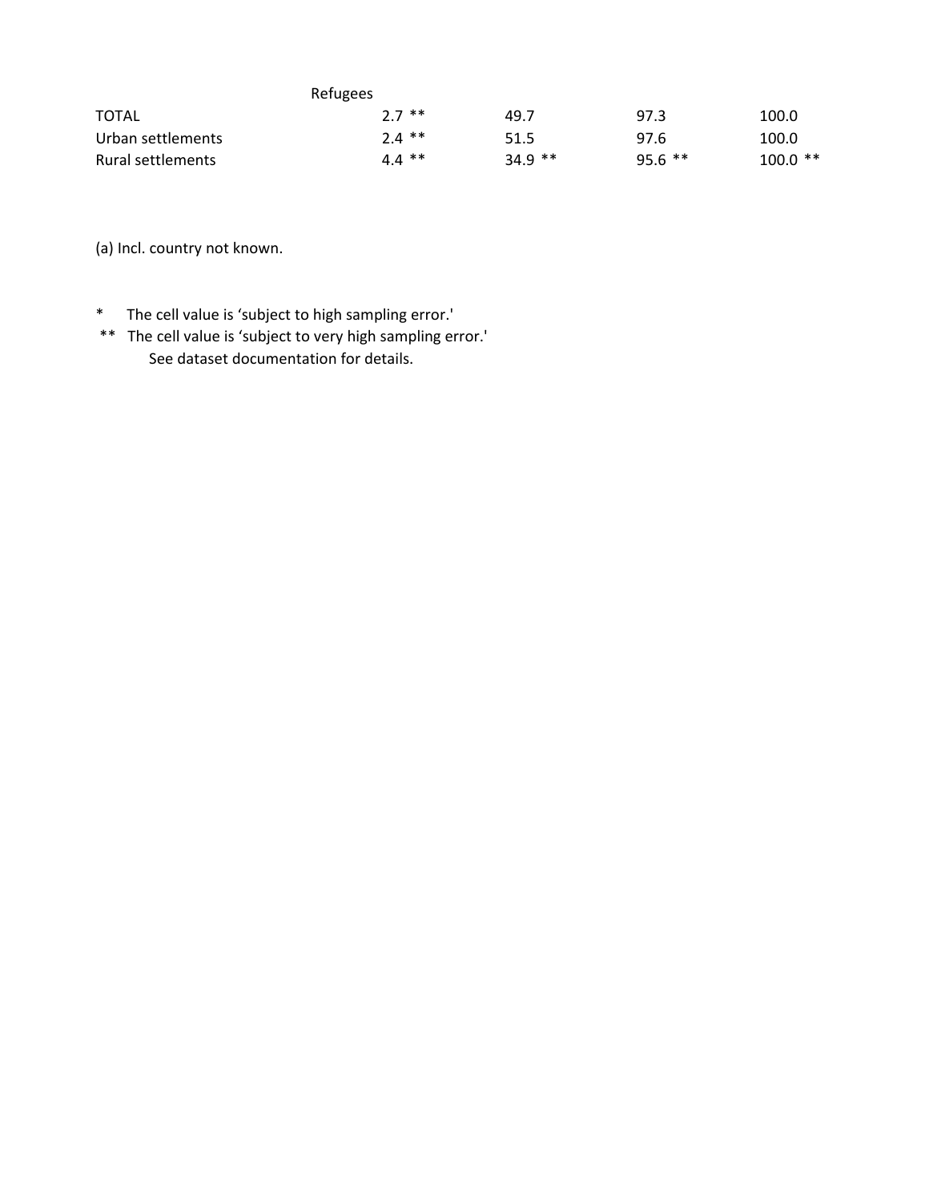| | | | | |
|---|---|---|---|---|
| | Refugees | | | |
| TOTAL | 2.7 ** | 49.7 | 97.3 | 100.0 |
| Urban settlements | 2.4 ** | 51.5 | 97.6 | 100.0 |
| Rural settlements | 4.4 ** | 34.9 ** | 95.6 ** | 100.0 ** |

(a) Incl. country not known.

* The cell value is 'subject to high sampling error.'

** The cell value is 'subject to very high sampling error.'
See dataset documentation for details.